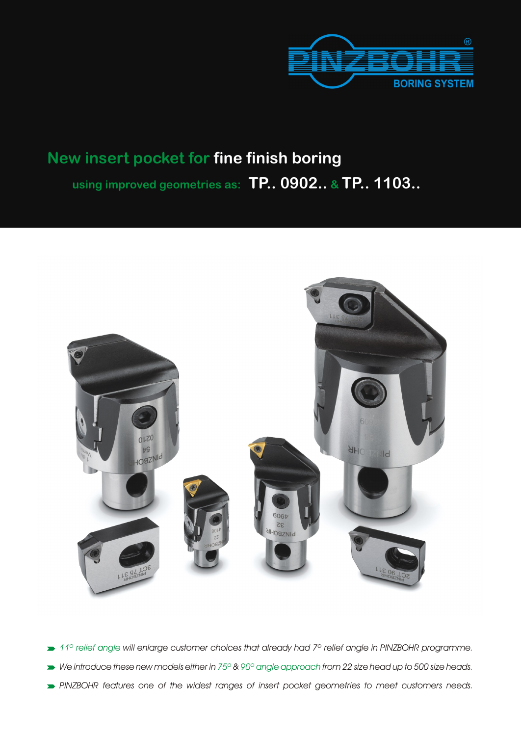PINZBOHR® BORING SYSTEM

# New insert pocket for fine finish boring

## using improved geometries as: TP.. 0902.. & TP.. 1103..

- *11° relief angle will enlarge customer choices that already had 7° relief angle in PINZBOHR programme.*
- *We introduce these new models either in 75° & 90° angle approach from 22 size head up to 500 size heads.*
- *PINZBOHR features one of the widest ranges of insert pocket geometries to meet customers needs.*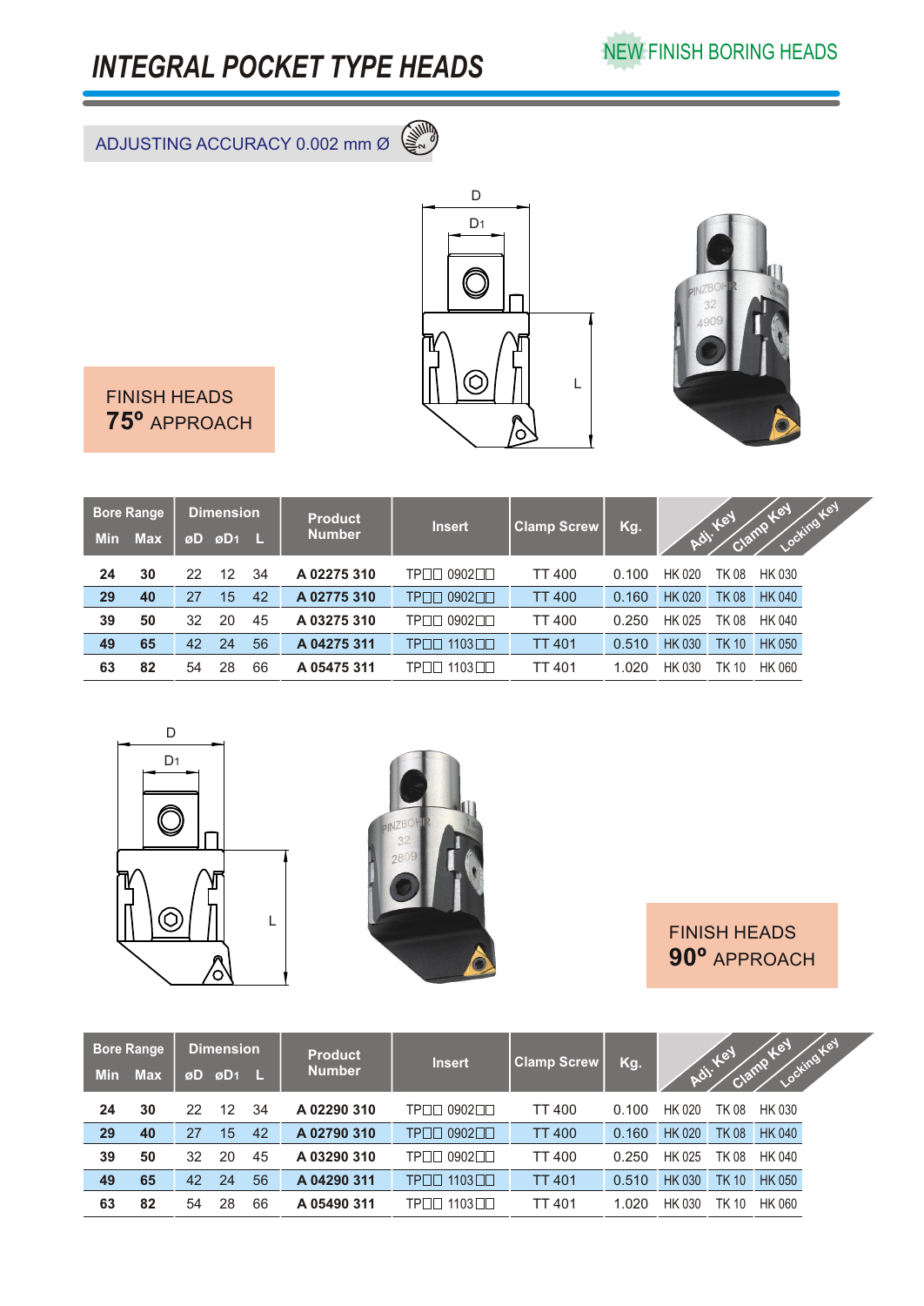# INTEGRAL POCKET TYPE HEADS

NEW FINISH BORING HEADS

ADJUSTING ACCURACY 0.002 mm Ø

FINISH HEADS
**75º** APPROACH

| Bore Range | | Dimension | | | Product Number | Insert | Clamp Screw | Kg. | Adj. Key | Clamp Key | Locking Key |
|---|---|---|---|---|---|---|---|---|---|---|---|
| Min | Max | øD | øD1 | L | | | | | | | |
| 24 | 30 | 22 | 12 | 34 | A 02275 310 | TP□□ 0902□□ | TT 400 | 0.100 | HK 020 | TK 08 | HK 030 |
| 29 | 40 | 27 | 15 | 42 | A 02775 310 | TP□□ 0902□□ | TT 400 | 0.160 | HK 020 | TK 08 | HK 040 |
| 39 | 50 | 32 | 20 | 45 | A 03275 310 | TP□□ 0902□□ | TT 400 | 0.250 | HK 025 | TK 08 | HK 040 |
| 49 | 65 | 42 | 24 | 56 | A 04275 311 | TP□□ 1103□□ | TT 401 | 0.510 | HK 030 | TK 10 | HK 050 |
| 63 | 82 | 54 | 28 | 66 | A 05475 311 | TP□□ 1103□□ | TT 401 | 1.020 | HK 030 | TK 10 | HK 060 |

FINISH HEADS
**90º** APPROACH

| Bore Range | | Dimension | | | Product Number | Insert | Clamp Screw | Kg. | Adj. Key | Clamp Key | Locking Key |
|---|---|---|---|---|---|---|---|---|---|---|---|
| Min | Max | øD | øD1 | L | | | | | | | |
| 24 | 30 | 22 | 12 | 34 | A 02290 310 | TP□□ 0902□□ | TT 400 | 0.100 | HK 020 | TK 08 | HK 030 |
| 29 | 40 | 27 | 15 | 42 | A 02790 310 | TP□□ 0902□□ | TT 400 | 0.160 | HK 020 | TK 08 | HK 040 |
| 39 | 50 | 32 | 20 | 45 | A 03290 310 | TP□□ 0902□□ | TT 400 | 0.250 | HK 025 | TK 08 | HK 040 |
| 49 | 65 | 42 | 24 | 56 | A 04290 311 | TP□□ 1103□□ | TT 401 | 0.510 | HK 030 | TK 10 | HK 050 |
| 63 | 82 | 54 | 28 | 66 | A 05490 311 | TP□□ 1103□□ | TT 401 | 1.020 | HK 030 | TK 10 | HK 060 |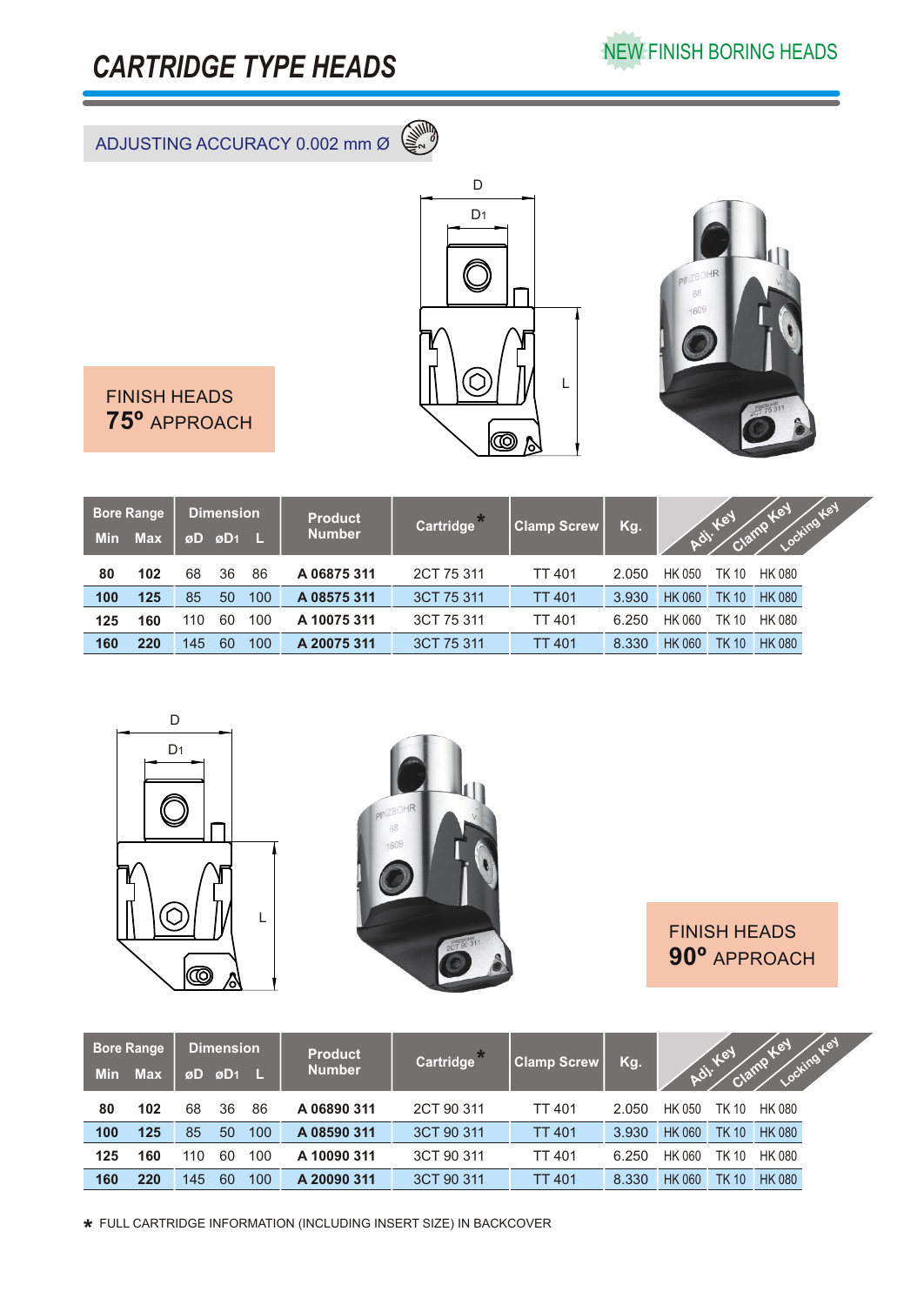# CARTRIDGE TYPE HEADS

NEW FINISH BORING HEADS

ADJUSTING ACCURACY 0.002 mm Ø

FINISH HEADS
**75º** APPROACH

| Bore Range | | Dimension | | | Product Number | Cartridge* | Clamp Screw | Kg. | Adj. Key | Clamp Key | Locking Key |
|---|---|---|---|---|---|---|---|---|---|---|---|
| Min | Max | øD | øD1 | L | | | | | | | |
| 80 | 102 | 68 | 36 | 86 | A 06875 311 | 2CT 75 311 | TT 401 | 2.050 | HK 050 | TK 10 | HK 080 |
| 100 | 125 | 85 | 50 | 100 | A 08575 311 | 3CT 75 311 | TT 401 | 3.930 | HK 060 | TK 10 | HK 080 |
| 125 | 160 | 110 | 60 | 100 | A 10075 311 | 3CT 75 311 | TT 401 | 6.250 | HK 060 | TK 10 | HK 080 |
| 160 | 220 | 145 | 60 | 100 | A 20075 311 | 3CT 75 311 | TT 401 | 8.330 | HK 060 | TK 10 | HK 080 |

FINISH HEADS
**90º** APPROACH

| Bore Range | | Dimension | | | Product Number | Cartridge* | Clamp Screw | Kg. | Adj. Key | Clamp Key | Locking Key |
|---|---|---|---|---|---|---|---|---|---|---|---|
| Min | Max | øD | øD1 | L | | | | | | | |
| 80 | 102 | 68 | 36 | 86 | A 06890 311 | 2CT 90 311 | TT 401 | 2.050 | HK 050 | TK 10 | HK 080 |
| 100 | 125 | 85 | 50 | 100 | A 08590 311 | 3CT 90 311 | TT 401 | 3.930 | HK 060 | TK 10 | HK 080 |
| 125 | 160 | 110 | 60 | 100 | A 10090 311 | 3CT 90 311 | TT 401 | 6.250 | HK 060 | TK 10 | HK 080 |
| 160 | 220 | 145 | 60 | 100 | A 20090 311 | 3CT 90 311 | TT 401 | 8.330 | HK 060 | TK 10 | HK 080 |

* FULL CARTRIDGE INFORMATION (INCLUDING INSERT SIZE) IN BACKCOVER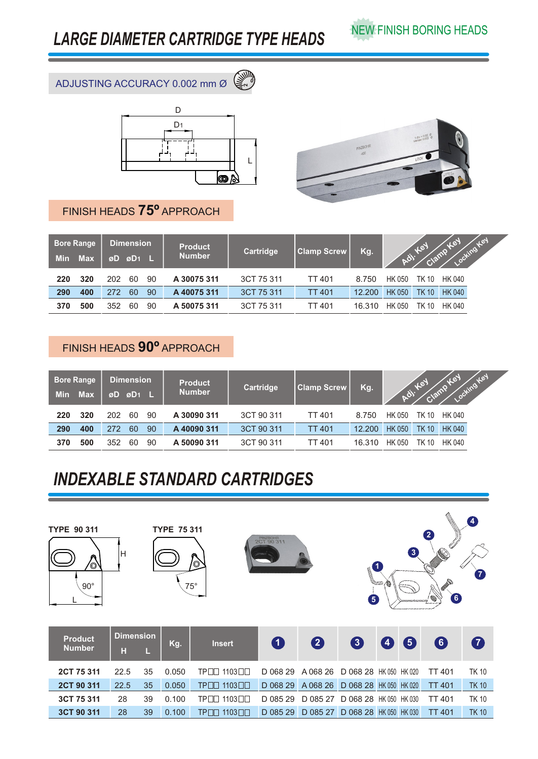# LARGE DIAMETER CARTRIDGE TYPE HEADS

NEW FINISH BORING HEADS

ADJUSTING ACCURACY 0.002 mm Ø

D

D1

L

## FINISH HEADS 75º APPROACH

| Bore Range | | Dimension | | | Product Number | Cartridge | Clamp Screw | Kg. | Adj. Key | Clamp Key | Locking Key |
|---|---|---|---|---|---|---|---|---|---|---|---|
| Min | Max | øD | øD1 | L | | | | | | | |
| 220 | 320 | 202 | 60 | 90 | A 30075 311 | 3CT 75 311 | TT 401 | 8.750 | HK 050 | TK 10 | HK 040 |
| 290 | 400 | 272 | 60 | 90 | A 40075 311 | 3CT 75 311 | TT 401 | 12.200 | HK 050 | TK 10 | HK 040 |
| 370 | 500 | 352 | 60 | 90 | A 50075 311 | 3CT 75 311 | TT 401 | 16.310 | HK 050 | TK 10 | HK 040 |

## FINISH HEADS 90º APPROACH

| Bore Range | | Dimension | | | Product Number | Cartridge | Clamp Screw | Kg. | Adj. Key | Clamp Key | Locking Key |
|---|---|---|---|---|---|---|---|---|---|---|---|
| Min | Max | øD | øD1 | L | | | | | | | |
| 220 | 320 | 202 | 60 | 90 | A 30090 311 | 3CT 90 311 | TT 401 | 8.750 | HK 050 | TK 10 | HK 040 |
| 290 | 400 | 272 | 60 | 90 | A 40090 311 | 3CT 90 311 | TT 401 | 12.200 | HK 050 | TK 10 | HK 040 |
| 370 | 500 | 352 | 60 | 90 | A 50090 311 | 3CT 90 311 | TT 401 | 16.310 | HK 050 | TK 10 | HK 040 |

# INDEXABLE STANDARD CARTRIDGES

TYPE 90 311

H

90°

L

TYPE 75 311

75°

| Product Number | Dimension | | Kg. | Insert | 1 | 2 | 3 | 4 | 5 | 6 | 7 |
|---|---|---|---|---|---|---|---|---|---|---|---|
| | H | L | | | | | | | | | |
| 2CT 75 311 | 22.5 | 35 | 0.050 | TP□□ 1103□□ | D 068 29 | A 068 26 | D 068 28 | HK 050 | HK 020 | TT 401 | TK 10 |
| 2CT 90 311 | 22.5 | 35 | 0.050 | TP□□ 1103□□ | D 068 29 | A 068 26 | D 068 28 | HK 050 | HK 020 | TT 401 | TK 10 |
| 3CT 75 311 | 28 | 39 | 0.100 | TP□□ 1103□□ | D 085 29 | D 085 27 | D 068 28 | HK 050 | HK 030 | TT 401 | TK 10 |
| 3CT 90 311 | 28 | 39 | 0.100 | TP□□ 1103□□ | D 085 29 | D 085 27 | D 068 28 | HK 050 | HK 030 | TT 401 | TK 10 |